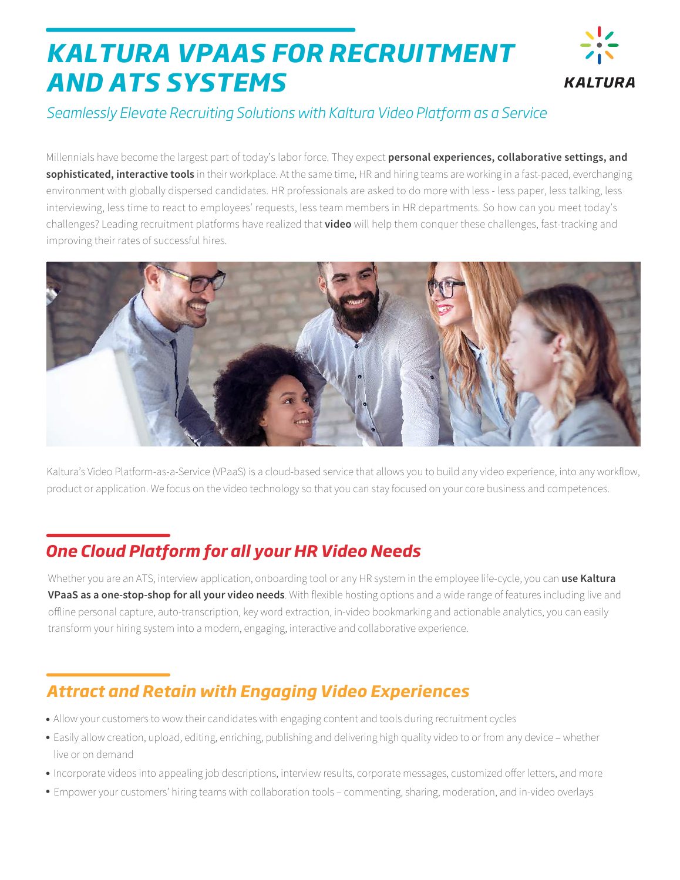# KALTURA VPAAS FOR RECRUITMENT AND ATS SYSTEMS

*Seamlessly Elevate Recruiting Solutions with Kaltura Video Platform as a Service*

Millennials have become the largest part of today's labor force. They expect **personal experiences, collaborative settings, and sophisticated, interactive tools** in their workplace. At the same time, HR and hiring teams are working in a fast-paced, everchanging environment with globally dispersed candidates. HR professionals are asked to do more with less - less paper, less talking, less interviewing, less time to react to employees' requests, less team members in HR departments. So how can you meet today's challenges? Leading recruitment platforms have realized that **video** will help them conquer these challenges, fast-tracking and improving their rates of successful hires.

Kaltura's Video Platform-as-a-Service (VPaaS) is a cloud-based service that allows you to build any video experience, into any workflow, product or application. We focus on the video technology so that you can stay focused on your core business and competences.

## One Cloud Platform for all your HR Video Needs

Whether you are an ATS, interview application, onboarding tool or any HR system in the employee life-cycle, you can **use Kaltura VPaaS as a one-stop-shop for all your video needs**. With flexible hosting options and a wide range of features including live and offline personal capture, auto-transcription, key word extraction, in-video bookmarking and actionable analytics, you can easily transform your hiring system into a modern, engaging, interactive and collaborative experience.

## Attract and Retain with Engaging Video Experiences

- Allow your customers to wow their candidates with engaging content and tools during recruitment cycles
- Easily allow creation, upload, editing, enriching, publishing and delivering high quality video to or from any device – whether live or on demand
- Incorporate videos into appealing job descriptions, interview results, corporate messages, customized offer letters, and more
- Empower your customers' hiring teams with collaboration tools – commenting, sharing, moderation, and in-video overlays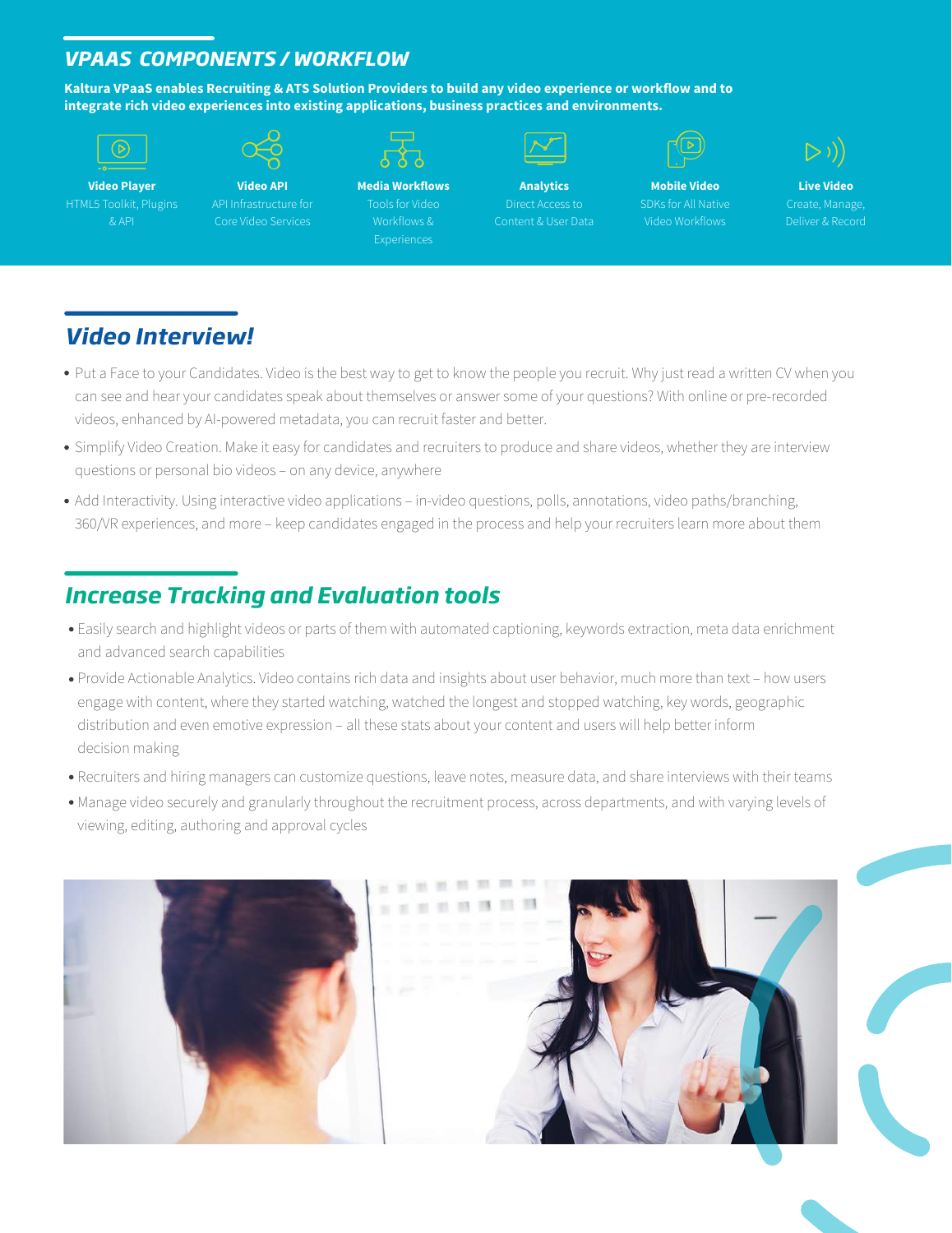## VPAAS COMPONENTS / WORKFLOW

**Kaltura VPaaS enables Recruiting & ATS Solution Providers to build any video experience or workflow and to integrate rich video experiences into existing applications, business practices and environments.**

**Video Player**
HTML5 Toolkit, Plugins & API

**Video API**
API Infrastructure for Core Video Services

**Media Workflows**
Tools for Video Workflows & Experiences

**Analytics**
Direct Access to Content & User Data

**Mobile Video**
SDKs for All Native Video Workflows

**Live Video**
Create, Manage, Deliver & Record

## Video Interview!

- Put a Face to your Candidates. Video is the best way to get to know the people you recruit. Why just read a written CV when you can see and hear your candidates speak about themselves or answer some of your questions? With online or pre-recorded videos, enhanced by AI-powered metadata, you can recruit faster and better.
- Simplify Video Creation. Make it easy for candidates and recruiters to produce and share videos, whether they are interview questions or personal bio videos – on any device, anywhere
- Add Interactivity. Using interactive video applications – in-video questions, polls, annotations, video paths/branching, 360/VR experiences, and more – keep candidates engaged in the process and help your recruiters learn more about them

## Increase Tracking and Evaluation tools

- Easily search and highlight videos or parts of them with automated captioning, keywords extraction, meta data enrichment and advanced search capabilities
- Provide Actionable Analytics. Video contains rich data and insights about user behavior, much more than text – how users engage with content, where they started watching, watched the longest and stopped watching, key words, geographic distribution and even emotive expression – all these stats about your content and users will help better inform decision making
- Recruiters and hiring managers can customize questions, leave notes, measure data, and share interviews with their teams
- Manage video securely and granularly throughout the recruitment process, across departments, and with varying levels of viewing, editing, authoring and approval cycles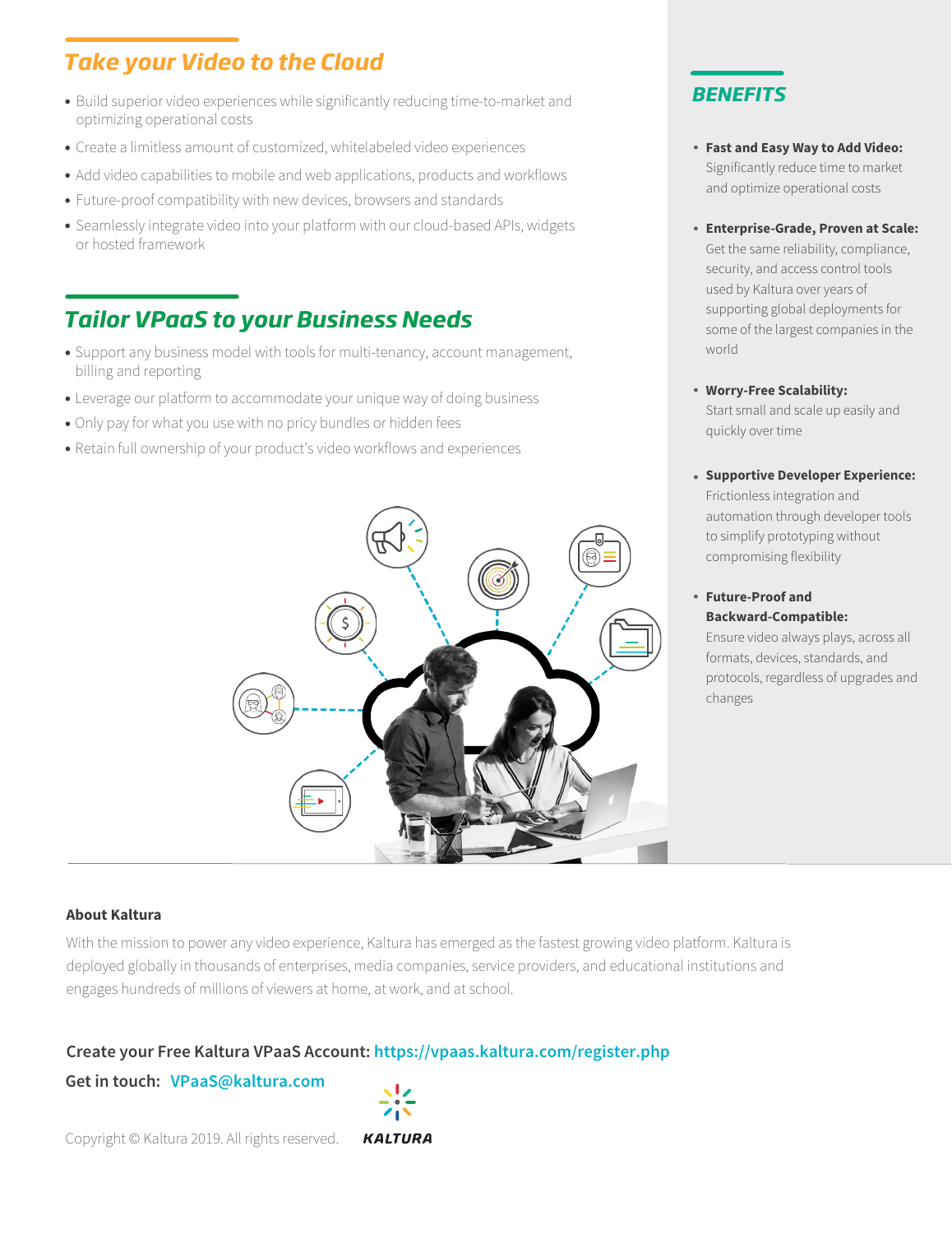## Take your Video to the Cloud

- Build superior video experiences while significantly reducing time-to-market and optimizing operational costs
- Create a limitless amount of customized, whitelabeled video experiences
- Add video capabilities to mobile and web applications, products and workflows
- Future-proof compatibility with new devices, browsers and standards
- Seamlessly integrate video into your platform with our cloud-based APIs, widgets or hosted framework

## Tailor VPaaS to your Business Needs

- Support any business model with tools for multi-tenancy, account management, billing and reporting
- Leverage our platform to accommodate your unique way of doing business
- Only pay for what you use with no pricy bundles or hidden fees
- Retain full ownership of your product's video workflows and experiences

## BENEFITS

- **Fast and Easy Way to Add Video:** Significantly reduce time to market and optimize operational costs
- **Enterprise-Grade, Proven at Scale:** Get the same reliability, compliance, security, and access control tools used by Kaltura over years of supporting global deployments for some of the largest companies in the world
- **Worry-Free Scalability:** Start small and scale up easily and quickly over time
- **Supportive Developer Experience:** Frictionless integration and automation through developer tools to simplify prototyping without compromising flexibility
- **Future-Proof and Backward-Compatible:** Ensure video always plays, across all formats, devices, standards, and protocols, regardless of upgrades and changes

**About Kaltura**

With the mission to power any video experience, Kaltura has emerged as the fastest growing video platform. Kaltura is deployed globally in thousands of enterprises, media companies, service providers, and educational institutions and engages hundreds of millions of viewers at home, at work, and at school.

**Create your Free Kaltura VPaaS Account:** https://vpaas.kaltura.com/register.php

**Get in touch:** VPaaS@kaltura.com

Copyright © Kaltura 2019. All rights reserved.

KALTURA